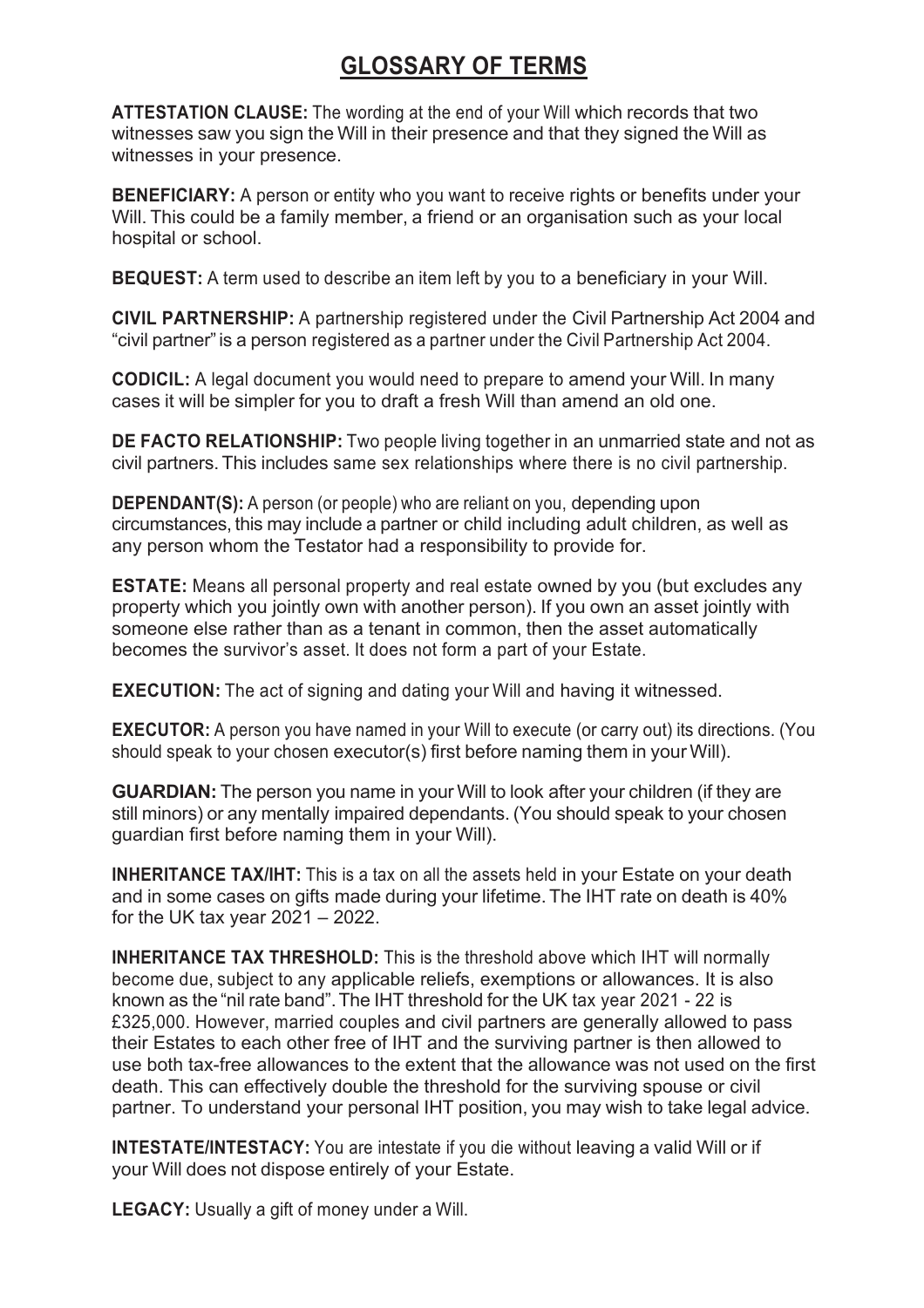# GLOSSARY OF TERMS

**ATTESTATION CLAUSE:** The wording at the end of your Will which records that two witnesses saw you sign the Will in their presence and that they signed the Will as witnesses in your presence.

**BENEFICIARY:** A person or entity who you want to receive rights or benefits under your Will. This could be a family member, a friend or an organisation such as your local hospital or school.

**BEQUEST:** A term used to describe an item left by you to a beneficiary in your Will.

**CIVIL PARTNERSHIP:** A partnership registered under the Civil Partnership Act 2004 and "civil partner" is a person registered as a partner under the Civil Partnership Act 2004.

**CODICIL:** A legal document you would need to prepare to amend your Will. In many cases it will be simpler for you to draft a fresh Will than amend an old one.

**DE FACTO RELATIONSHIP:** Two people living together in an unmarried state and not as civil partners. This includes same sex relationships where there is no civil partnership.

**DEPENDANT(S):** A person (or people) who are reliant on you, depending upon circumstances, this may include a partner or child including adult children, as well as any person whom the Testator had a responsibility to provide for.

**ESTATE:** Means all personal property and real estate owned by you (but excludes any property which you jointly own with another person). If you own an asset jointly with someone else rather than as a tenant in common, then the asset automatically becomes the survivor's asset. It does not form a part of your Estate.

**EXECUTION:** The act of signing and dating your Will and having it witnessed.

**EXECUTOR:** A person you have named in your Will to execute (or carry out) its directions. (You should speak to your chosen executor(s) first before naming them in your Will).

**GUARDIAN:** The person you name in your Will to look after your children (if they are still minors) or any mentally impaired dependants. (You should speak to your chosen guardian first before naming them in your Will).

**INHERITANCE TAX/IHT:** This is a tax on all the assets held in your Estate on your death and in some cases on gifts made during your lifetime. The IHT rate on death is 40% for the UK tax year 2021 – 2022.

**INHERITANCE TAX THRESHOLD:** This is the threshold above which IHT will normally become due, subject to any applicable reliefs, exemptions or allowances. It is also known as the "nil rate band". The IHT threshold for the UK tax year 2021 - 22 is £325,000. However, married couples and civil partners are generally allowed to pass their Estates to each other free of IHT and the surviving partner is then allowed to use both tax-free allowances to the extent that the allowance was not used on the first death. This can effectively double the threshold for the surviving spouse or civil partner. To understand your personal IHT position, you may wish to take legal advice.

**INTESTATE/INTESTACY:** You are intestate if you die without leaving a valid Will or if your Will does not dispose entirely of your Estate.

**LEGACY:** Usually a gift of money under a Will.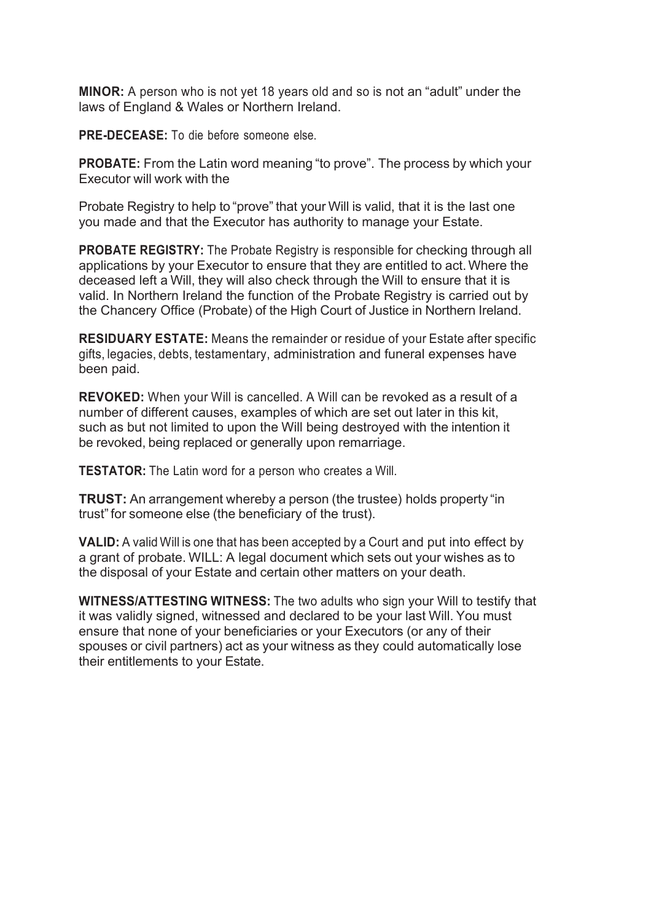**MINOR:** A person who is not yet 18 years old and so is not an "adult" under the laws of England & Wales or Northern Ireland.

**PRE-DECEASE:** To die before someone else.

**PROBATE:** From the Latin word meaning "to prove". The process by which your Executor will work with the

Probate Registry to help to "prove" that your Will is valid, that it is the last one you made and that the Executor has authority to manage your Estate.

**PROBATE REGISTRY:** The Probate Registry is responsible for checking through all applications by your Executor to ensure that they are entitled to act. Where the deceased left a Will, they will also check through the Will to ensure that it is valid. In Northern Ireland the function of the Probate Registry is carried out by the Chancery Office (Probate) of the High Court of Justice in Northern Ireland.

**RESIDUARY ESTATE:** Means the remainder or residue of your Estate after specific gifts, legacies, debts, testamentary, administration and funeral expenses have been paid.

**REVOKED:** When your Will is cancelled. A Will can be revoked as a result of a number of different causes, examples of which are set out later in this kit, such as but not limited to upon the Will being destroyed with the intention it be revoked, being replaced or generally upon remarriage.

**TESTATOR:** The Latin word for a person who creates a Will.

**TRUST:** An arrangement whereby a person (the trustee) holds property "in trust" for someone else (the beneficiary of the trust).

**VALID:** A valid Will is one that has been accepted by a Court and put into effect by a grant of probate. WILL: A legal document which sets out your wishes as to the disposal of your Estate and certain other matters on your death.

**WITNESS/ATTESTING WITNESS:** The two adults who sign your Will to testify that it was validly signed, witnessed and declared to be your last Will. You must ensure that none of your beneficiaries or your Executors (or any of their spouses or civil partners) act as your witness as they could automatically lose their entitlements to your Estate.